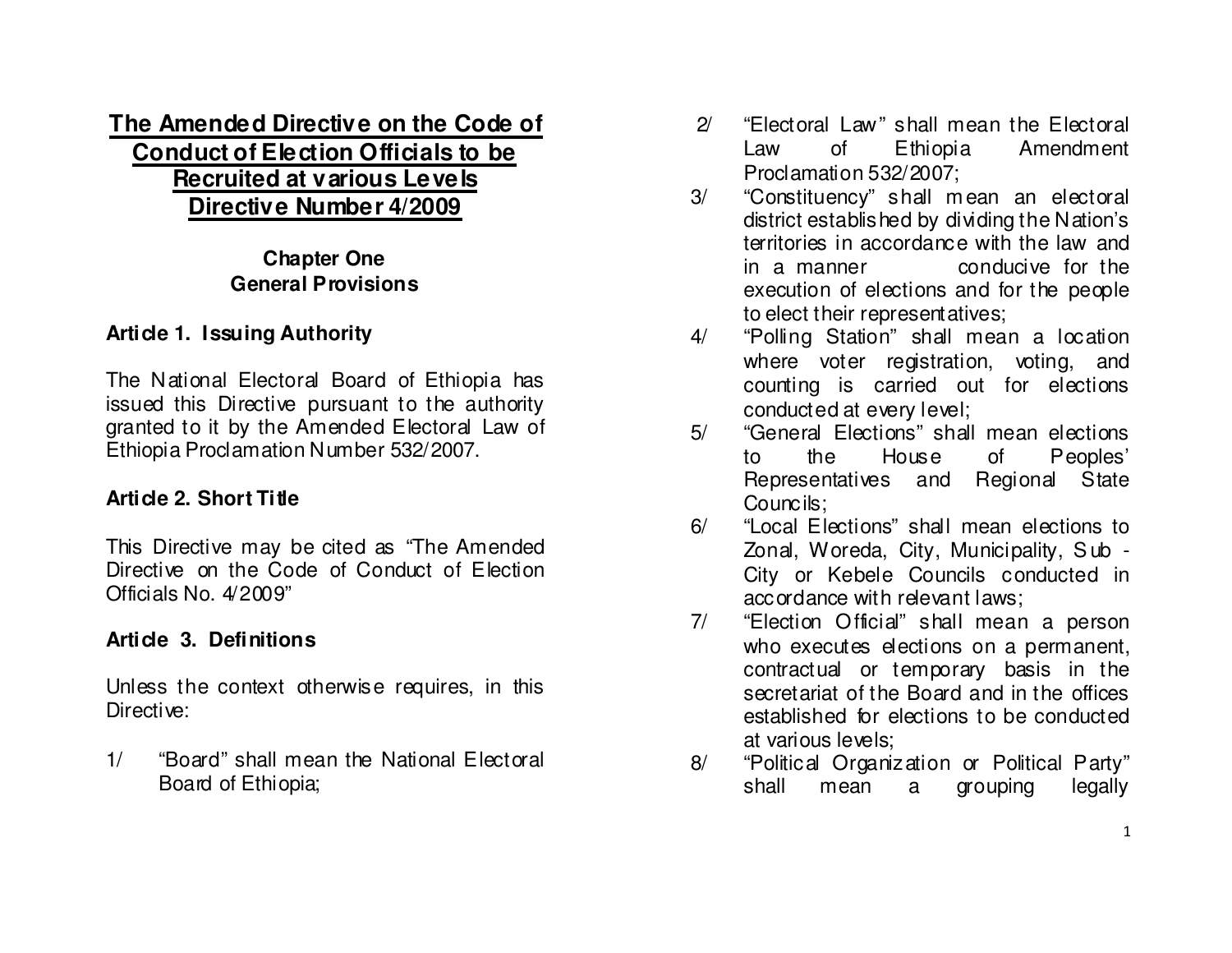# The Amended Directive on the Code of Conduct of Election Officials to be Recruited at various Levels Directive Number 4/2009

## Chapter One
## General Provisions

### Article 1. Issuing Authority

The National Electoral Board of Ethiopia has issued this Directive pursuant to the authority granted to it by the Amended Electoral Law of Ethiopia Proclamation Number 532/2007.

### Article 2. Short Title

This Directive may be cited as "The Amended Directive on the Code of Conduct of Election Officials No. 4/2009"

### Article 3. Definitions

Unless the context otherwise requires, in this Directive:

1/ "Board" shall mean the National Electoral Board of Ethiopia;

2/ "Electoral Law" shall mean the Electoral Law of Ethiopia Amendment Proclamation 532/2007;

3/ "Constituency" shall mean an electoral district established by dividing the Nation's territories in accordance with the law and in a manner conducive for the execution of elections and for the people to elect their representatives;

4/ "Polling Station" shall mean a location where voter registration, voting, and counting is carried out for elections conducted at every level;

5/ "General Elections" shall mean elections to the House of Peoples' Representatives and Regional State Councils;

6/ "Local Elections" shall mean elections to Zonal, Woreda, City, Municipality, Sub - City or Kebele Councils conducted in accordance with relevant laws;

7/ "Election Official" shall mean a person who executes elections on a permanent, contractual or temporary basis in the secretariat of the Board and in the offices established for elections to be conducted at various levels;

8/ "Political Organization or Political Party" shall mean a grouping legally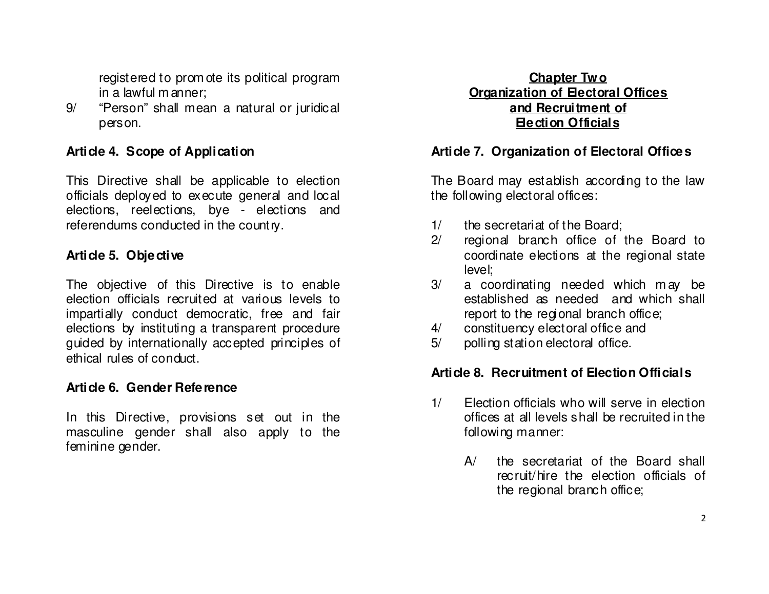registered to promote its political program in a lawful manner;

9/ "Person" shall mean a natural or juridical person.

### Article 4. Scope of Application

This Directive shall be applicable to election officials deployed to execute general and local elections, reelections, bye - elections and referendums conducted in the country.

### Article 5. Objective

The objective of this Directive is to enable election officials recruited at various levels to impartially conduct democratic, free and fair elections by instituting a transparent procedure guided by internationally accepted principles of ethical rules of conduct.

### Article 6. Gender Reference

In this Directive, provisions set out in the masculine gender shall also apply to the feminine gender.

## Chapter Two
## Organization of Electoral Offices and Recruitment of Election Officials

### Article 7. Organization of Electoral Offices

The Board may establish according to the law the following electoral offices:

1/ the secretariat of the Board;
2/ regional branch office of the Board to coordinate elections at the regional state level;
3/ a coordinating needed which may be established as needed and which shall report to the regional branch office;
4/ constituency electoral office and
5/ polling station electoral office.

### Article 8. Recruitment of Election Officials

1/ Election officials who will serve in election offices at all levels shall be recruited in the following manner:

   A/ the secretariat of the Board shall recruit/hire the election officials of the regional branch office;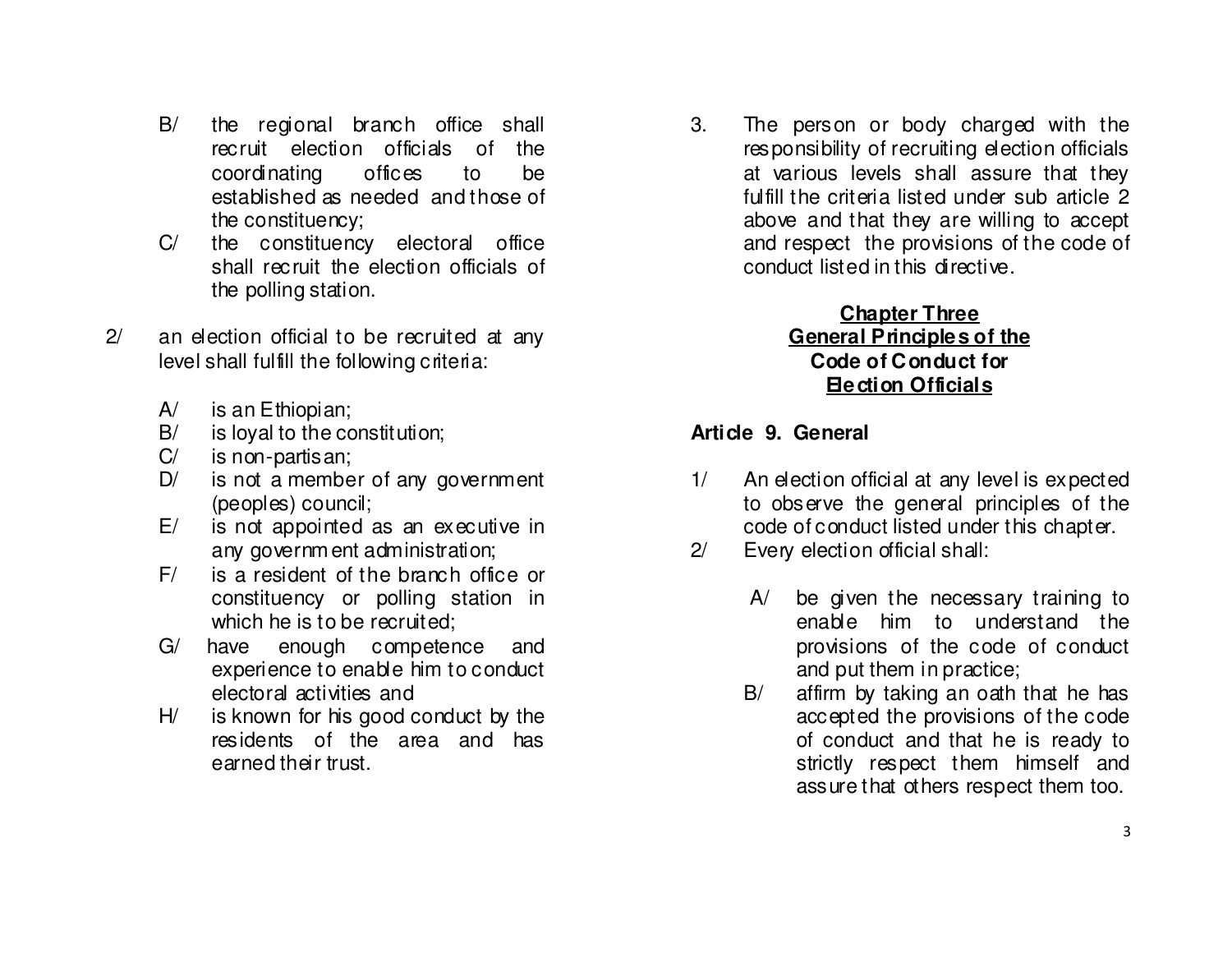B/ the regional branch office shall recruit election officials of the coordinating offices to be established as needed and those of the constituency;

C/ the constituency electoral office shall recruit the election officials of the polling station.

2/ an election official to be recruited at any level shall fulfill the following criteria:

A/ is an Ethiopian;
B/ is loyal to the constitution;
C/ is non-partisan;
D/ is not a member of any government (peoples) council;
E/ is not appointed as an executive in any government administration;
F/ is a resident of the branch office or constituency or polling station in which he is to be recruited;
G/ have enough competence and experience to enable him to conduct electoral activities and
H/ is known for his good conduct by the residents of the area and has earned their trust.

3. The person or body charged with the responsibility of recruiting election officials at various levels shall assure that they fulfill the criteria listed under sub article 2 above and that they are willing to accept and respect the provisions of the code of conduct listed in this directive.

## Chapter Three
## General Principles of the Code of Conduct for Election Officials

### Article 9. General

1/ An election official at any level is expected to observe the general principles of the code of conduct listed under this chapter.

2/ Every election official shall:

A/ be given the necessary training to enable him to understand the provisions of the code of conduct and put them in practice;

B/ affirm by taking an oath that he has accepted the provisions of the code of conduct and that he is ready to strictly respect them himself and assure that others respect them too.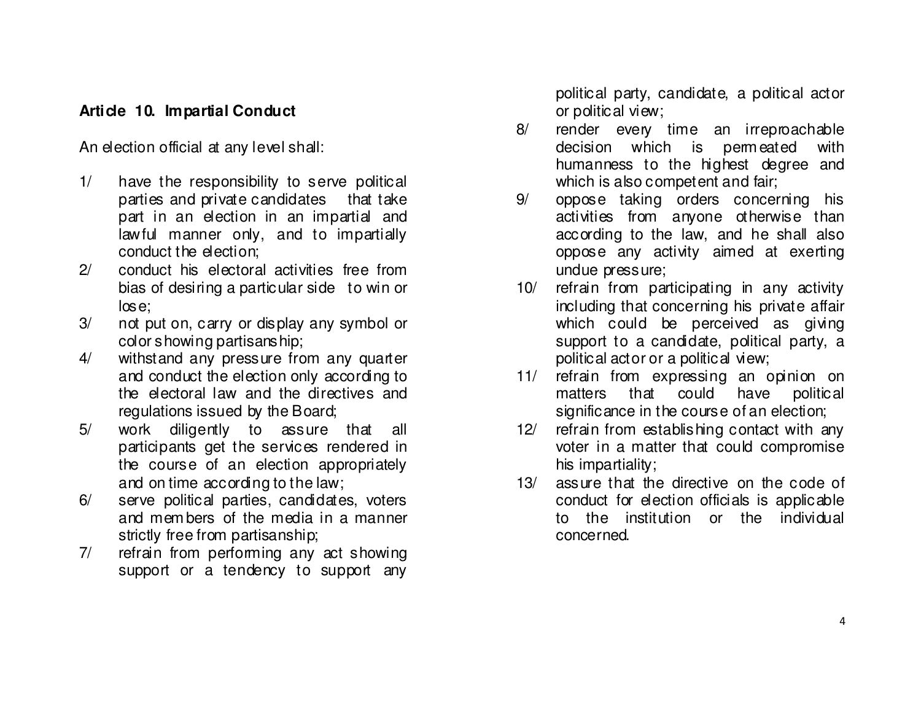**Article 10. Impartial Conduct**

An election official at any level shall:

1/ have the responsibility to serve political parties and private candidates that take part in an election in an impartial and lawful manner only, and to impartially conduct the election;

2/ conduct his electoral activities free from bias of desiring a particular side to win or lose;

3/ not put on, carry or display any symbol or color showing partisanship;

4/ withstand any pressure from any quarter and conduct the election only according to the electoral law and the directives and regulations issued by the Board;

5/ work diligently to assure that all participants get the services rendered in the course of an election appropriately and on time according to the law;

6/ serve political parties, candidates, voters and members of the media in a manner strictly free from partisanship;

7/ refrain from performing any act showing support or a tendency to support any political party, candidate, a political actor or political view;

8/ render every time an irreproachable decision which is permeated with humanness to the highest degree and which is also competent and fair;

9/ oppose taking orders concerning his activities from anyone otherwise than according to the law, and he shall also oppose any activity aimed at exerting undue pressure;

10/ refrain from participating in any activity including that concerning his private affair which could be perceived as giving support to a candidate, political party, a political actor or a political view;

11/ refrain from expressing an opinion on matters that could have political significance in the course of an election;

12/ refrain from establishing contact with any voter in a matter that could compromise his impartiality;

13/ assure that the directive on the code of conduct for election officials is applicable to the institution or the individual concerned.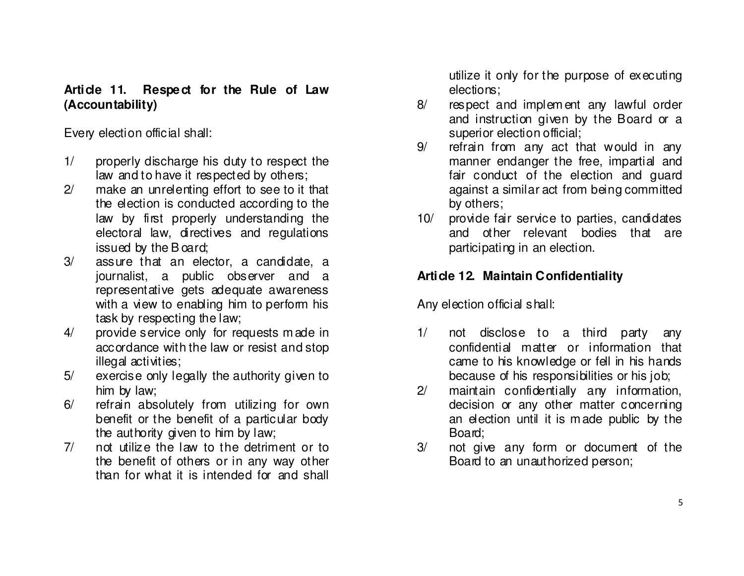### Article 11. Respect for the Rule of Law (Accountability)

Every election official shall:

1/ properly discharge his duty to respect the law and to have it respected by others;

2/ make an unrelenting effort to see to it that the election is conducted according to the law by first properly understanding the electoral law, directives and regulations issued by the Board;

3/ assure that an elector, a candidate, a journalist, a public observer and a representative gets adequate awareness with a view to enabling him to perform his task by respecting the law;

4/ provide service only for requests made in accordance with the law or resist and stop illegal activities;

5/ exercise only legally the authority given to him by law;

6/ refrain absolutely from utilizing for own benefit or the benefit of a particular body the authority given to him by law;

7/ not utilize the law to the detriment or to the benefit of others or in any way other than for what it is intended for and shall utilize it only for the purpose of executing elections;

8/ respect and implement any lawful order and instruction given by the Board or a superior election official;

9/ refrain from any act that would in any manner endanger the free, impartial and fair conduct of the election and guard against a similar act from being committed by others;

10/ provide fair service to parties, candidates and other relevant bodies that are participating in an election.

### Article 12. Maintain Confidentiality

Any election official shall:

1/ not disclose to a third party any confidential matter or information that came to his knowledge or fell in his hands because of his responsibilities or his job;

2/ maintain confidentially any information, decision or any other matter concerning an election until it is made public by the Board;

3/ not give any form or document of the Board to an unauthorized person;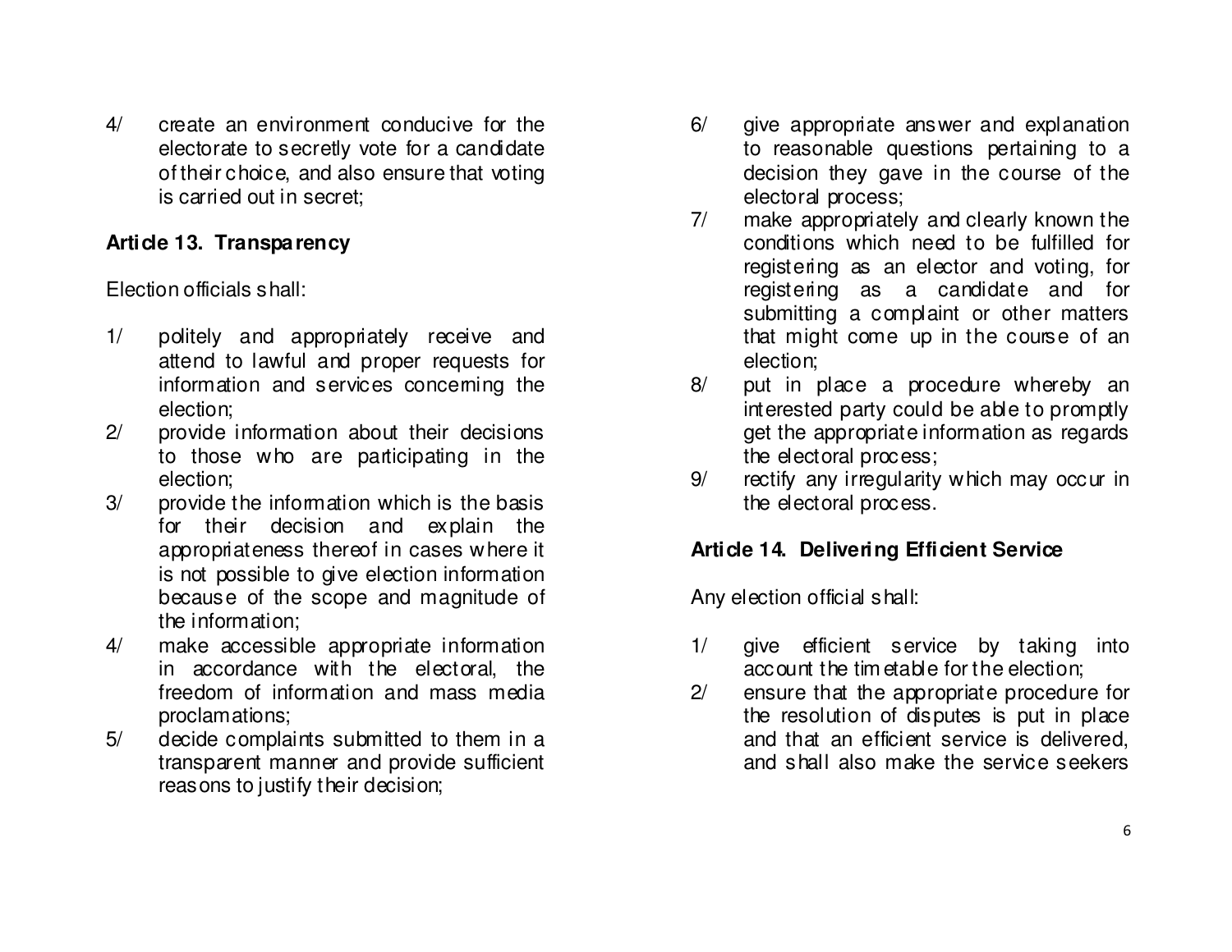4/ create an environment conducive for the electorate to secretly vote for a candidate of their choice, and also ensure that voting is carried out in secret;

### Article 13. Transparency

Election officials shall:

1/ politely and appropriately receive and attend to lawful and proper requests for information and services concerning the election;

2/ provide information about their decisions to those who are participating in the election;

3/ provide the information which is the basis for their decision and explain the appropriateness thereof in cases where it is not possible to give election information because of the scope and magnitude of the information;

4/ make accessible appropriate information in accordance with the electoral, the freedom of information and mass media proclamations;

5/ decide complaints submitted to them in a transparent manner and provide sufficient reasons to justify their decision;

6/ give appropriate answer and explanation to reasonable questions pertaining to a decision they gave in the course of the electoral process;

7/ make appropriately and clearly known the conditions which need to be fulfilled for registering as an elector and voting, for registering as a candidate and for submitting a complaint or other matters that might come up in the course of an election;

8/ put in place a procedure whereby an interested party could be able to promptly get the appropriate information as regards the electoral process;

9/ rectify any irregularity which may occur in the electoral process.

### Article 14. Delivering Efficient Service

Any election official shall:

1/ give efficient service by taking into account the timetable for the election;

2/ ensure that the appropriate procedure for the resolution of disputes is put in place and that an efficient service is delivered, and shall also make the service seekers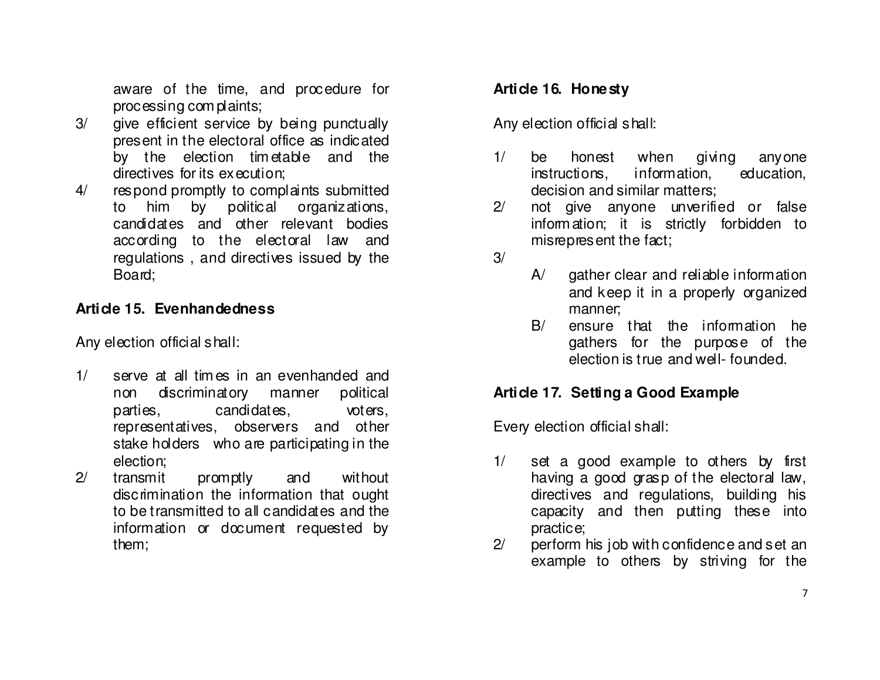aware of the time, and procedure for processing complaints;

3/ give efficient service by being punctually present in the electoral office as indicated by the election timetable and the directives for its execution;

4/ respond promptly to complaints submitted to him by political organizations, candidates and other relevant bodies according to the electoral law and regulations , and directives issued by the Board;

**Article 15. Evenhandedness**

Any election official shall:

1/ serve at all times in an evenhanded and non discriminatory manner political parties, candidates, voters, representatives, observers and other stake holders who are participating in the election;

2/ transmit promptly and without discrimination the information that ought to be transmitted to all candidates and the information or document requested by them;

**Article 16. Honesty**

Any election official shall:

1/ be honest when giving anyone instructions, information, education, decision and similar matters;

2/ not give anyone unverified or false information; it is strictly forbidden to misrepresent the fact;

3/

 A/ gather clear and reliable information and keep it in a properly organized manner;

 B/ ensure that the information he gathers for the purpose of the election is true and well- founded.

**Article 17. Setting a Good Example**

Every election official shall:

1/ set a good example to others by first having a good grasp of the electoral law, directives and regulations, building his capacity and then putting these into practice;

2/ perform his job with confidence and set an example to others by striving for the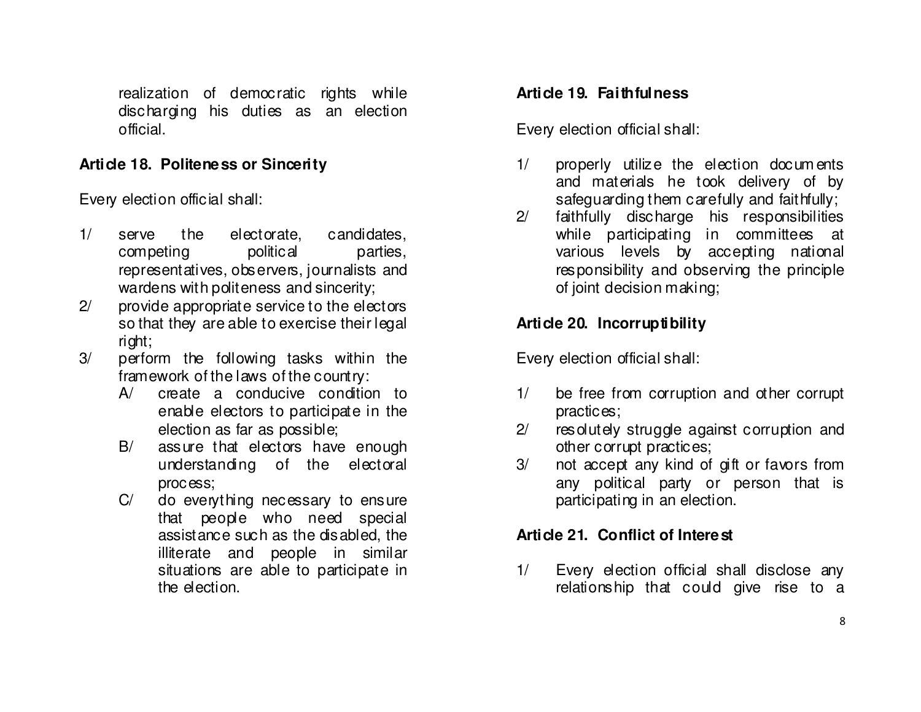realization of democratic rights while discharging his duties as an election official.

### Article 18. Politeness or Sincerity

Every election official shall:

1/ serve the electorate, candidates, competing political parties, representatives, observers, journalists and wardens with politeness and sincerity;
2/ provide appropriate service to the electors so that they are able to exercise their legal right;
3/ perform the following tasks within the framework of the laws of the country:
   A/ create a conducive condition to enable electors to participate in the election as far as possible;
   B/ assure that electors have enough understanding of the electoral process;
   C/ do everything necessary to ensure that people who need special assistance such as the disabled, the illiterate and people in similar situations are able to participate in the election.

### Article 19. Faithfulness

Every election official shall:

1/ properly utilize the election documents and materials he took delivery of by safeguarding them carefully and faithfully;
2/ faithfully discharge his responsibilities while participating in committees at various levels by accepting national responsibility and observing the principle of joint decision making;

### Article 20. Incorruptibility

Every election official shall:

1/ be free from corruption and other corrupt practices;
2/ resolutely struggle against corruption and other corrupt practices;
3/ not accept any kind of gift or favors from any political party or person that is participating in an election.

### Article 21. Conflict of Interest

1/ Every election official shall disclose any relationship that could give rise to a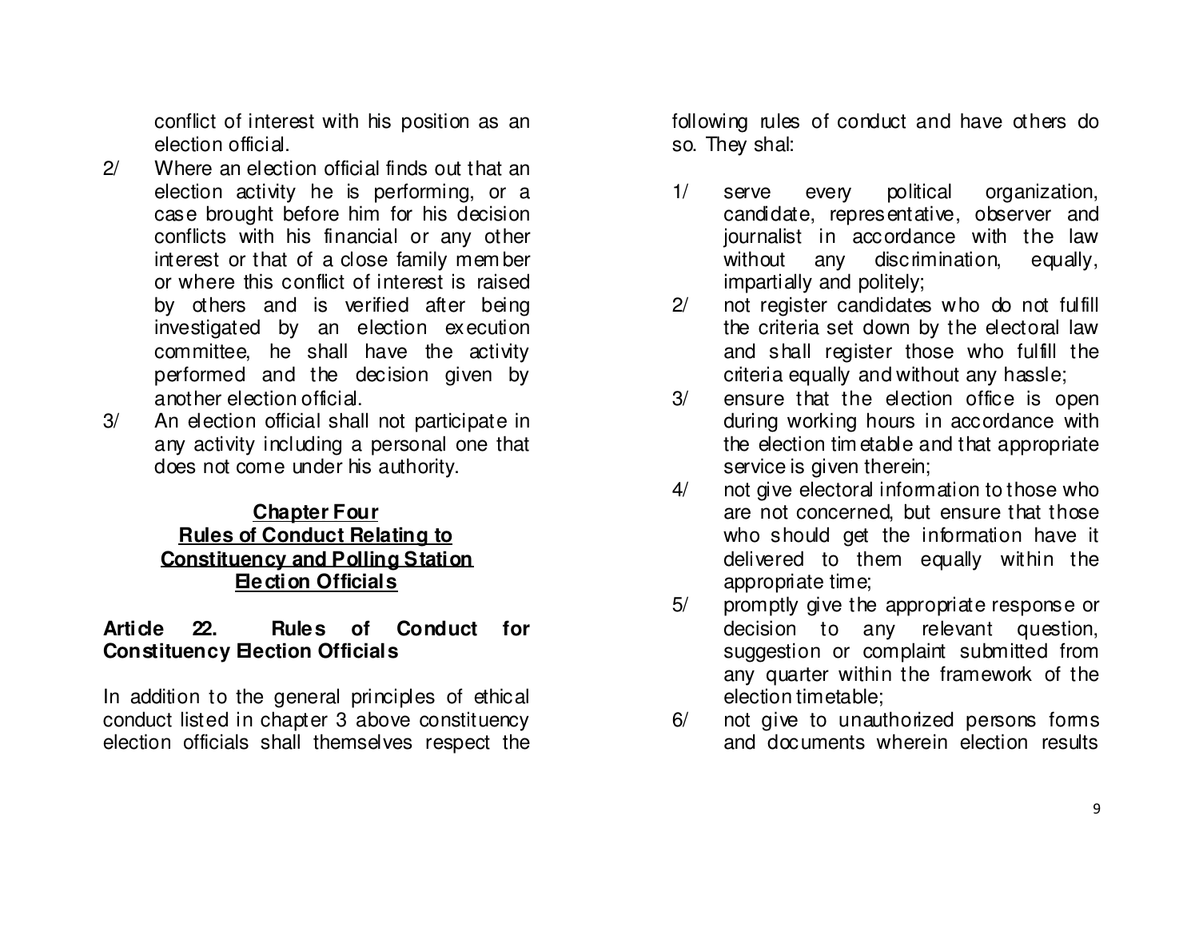conflict of interest with his position as an election official.

2/ Where an election official finds out that an election activity he is performing, or a case brought before him for his decision conflicts with his financial or any other interest or that of a close family member or where this conflict of interest is raised by others and is verified after being investigated by an election execution committee, he shall have the activity performed and the decision given by another election official.

3/ An election official shall not participate in any activity including a personal one that does not come under his authority.

## Chapter Four
## Rules of Conduct Relating to Constituency and Polling Station Election Officials

### Article 22. Rules of Conduct for Constituency Election Officials

In addition to the general principles of ethical conduct listed in chapter 3 above constituency election officials shall themselves respect the following rules of conduct and have others do so. They shal:

1/ serve every political organization, candidate, representative, observer and journalist in accordance with the law without any discrimination, equally, impartially and politely;

2/ not register candidates who do not fulfill the criteria set down by the electoral law and shall register those who fulfill the criteria equally and without any hassle;

3/ ensure that the election office is open during working hours in accordance with the election timetable and that appropriate service is given therein;

4/ not give electoral information to those who are not concerned, but ensure that those who should get the information have it delivered to them equally within the appropriate time;

5/ promptly give the appropriate response or decision to any relevant question, suggestion or complaint submitted from any quarter within the framework of the election timetable;

6/ not give to unauthorized persons forms and documents wherein election results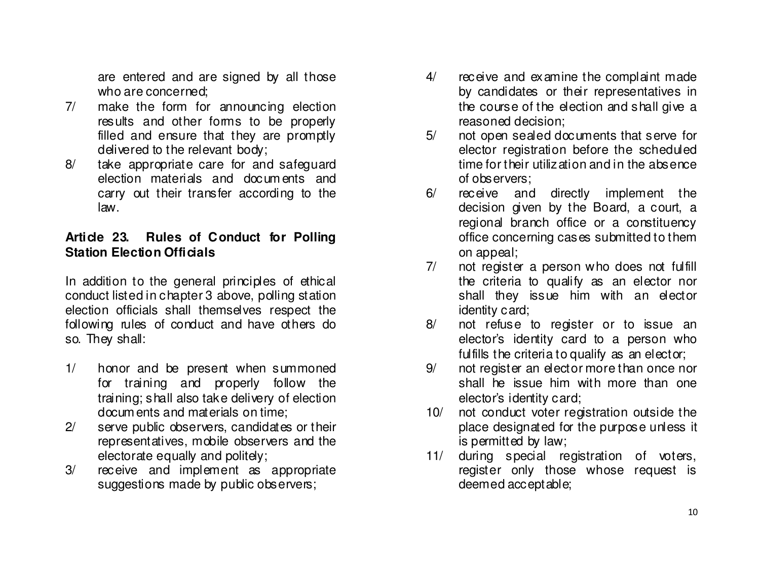are entered and are signed by all those who are concerned;

7/ make the form for announcing election results and other forms to be properly filled and ensure that they are promptly delivered to the relevant body;

8/ take appropriate care for and safeguard election materials and documents and carry out their transfer according to the law.

**Article 23. Rules of Conduct for Polling Station Election Officials**

In addition to the general principles of ethical conduct listed in chapter 3 above, polling station election officials shall themselves respect the following rules of conduct and have others do so. They shall:

1/ honor and be present when summoned for training and properly follow the training; shall also take delivery of election documents and materials on time;

2/ serve public observers, candidates or their representatives, mobile observers and the electorate equally and politely;

3/ receive and implement as appropriate suggestions made by public observers;

4/ receive and examine the complaint made by candidates or their representatives in the course of the election and shall give a reasoned decision;

5/ not open sealed documents that serve for elector registration before the scheduled time for their utilization and in the absence of observers;

6/ receive and directly implement the decision given by the Board, a court, a regional branch office or a constituency office concerning cases submitted to them on appeal;

7/ not register a person who does not fulfill the criteria to qualify as an elector nor shall they issue him with an elector identity card;

8/ not refuse to register or to issue an elector's identity card to a person who fulfills the criteria to qualify as an elector;

9/ not register an elector more than once nor shall he issue him with more than one elector's identity card;

10/ not conduct voter registration outside the place designated for the purpose unless it is permitted by law;

11/ during special registration of voters, register only those whose request is deemed acceptable;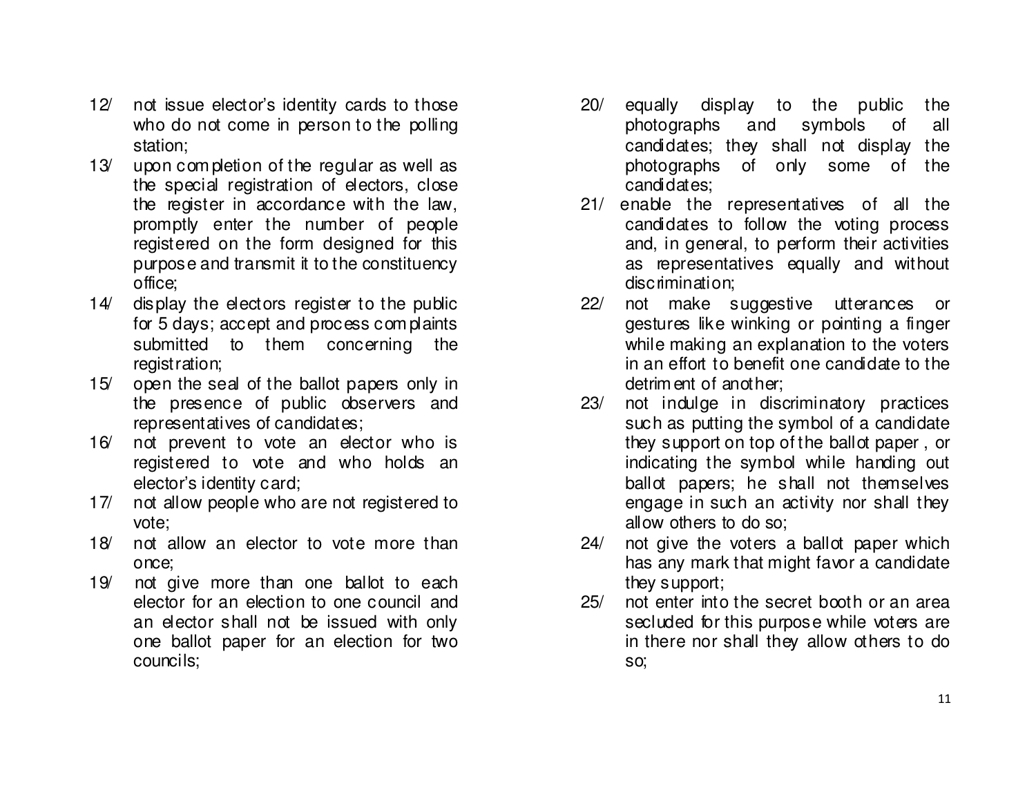12/ not issue elector's identity cards to those who do not come in person to the polling station;

13/ upon completion of the regular as well as the special registration of electors, close the register in accordance with the law, promptly enter the number of people registered on the form designed for this purpose and transmit it to the constituency office;

14/ display the electors register to the public for 5 days; accept and process complaints submitted to them concerning the registration;

15/ open the seal of the ballot papers only in the presence of public observers and representatives of candidates;

16/ not prevent to vote an elector who is registered to vote and who holds an elector's identity card;

17/ not allow people who are not registered to vote;

18/ not allow an elector to vote more than once;

19/ not give more than one ballot to each elector for an election to one council and an elector shall not be issued with only one ballot paper for an election for two councils;

20/ equally display to the public the photographs and symbols of all candidates; they shall not display the photographs of only some of the candidates;

21/ enable the representatives of all the candidates to follow the voting process and, in general, to perform their activities as representatives equally and without discrimination;

22/ not make suggestive utterances or gestures like winking or pointing a finger while making an explanation to the voters in an effort to benefit one candidate to the detriment of another;

23/ not indulge in discriminatory practices such as putting the symbol of a candidate they support on top of the ballot paper , or indicating the symbol while handing out ballot papers; he shall not themselves engage in such an activity nor shall they allow others to do so;

24/ not give the voters a ballot paper which has any mark that might favor a candidate they support;

25/ not enter into the secret booth or an area secluded for this purpose while voters are in there nor shall they allow others to do so;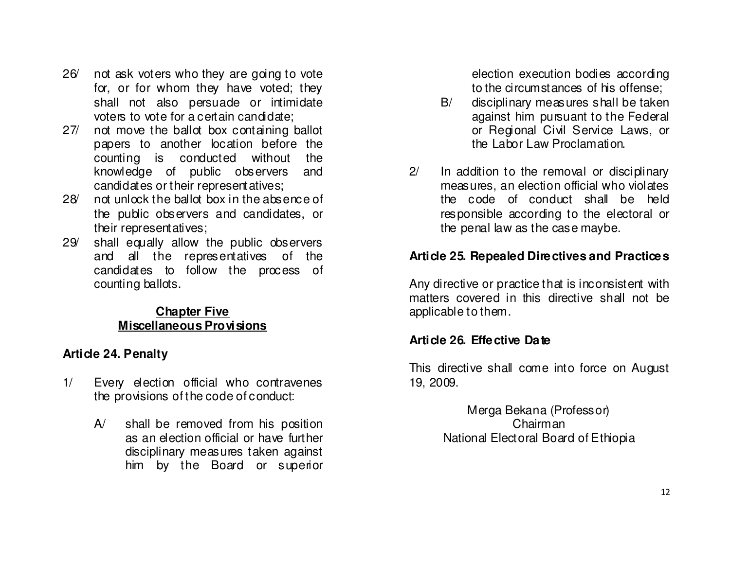26/ not ask voters who they are going to vote for, or for whom they have voted; they shall not also persuade or intimidate voters to vote for a certain candidate;

27/ not move the ballot box containing ballot papers to another location before the counting is conducted without the knowledge of public observers and candidates or their representatives;

28/ not unlock the ballot box in the absence of the public observers and candidates, or their representatives;

29/ shall equally allow the public observers and all the representatives of the candidates to follow the process of counting ballots.

## Chapter Five
## Miscellaneous Provisions

### Article 24. Penalty

1/ Every election official who contravenes the provisions of the code of conduct:

   A/ shall be removed from his position as an election official or have further disciplinary measures taken against him by the Board or superior election execution bodies according to the circumstances of his offense;

   B/ disciplinary measures shall be taken against him pursuant to the Federal or Regional Civil Service Laws, or the Labor Law Proclamation.

2/ In addition to the removal or disciplinary measures, an election official who violates the code of conduct shall be held responsible according to the electoral or the penal law as the case maybe.

### Article 25. Repealed Directives and Practices

Any directive or practice that is inconsistent with matters covered in this directive shall not be applicable to them.

### Article 26. Effective Date

This directive shall come into force on August 19, 2009.

Merga Bekana (Professor)
Chairman
National Electoral Board of Ethiopia